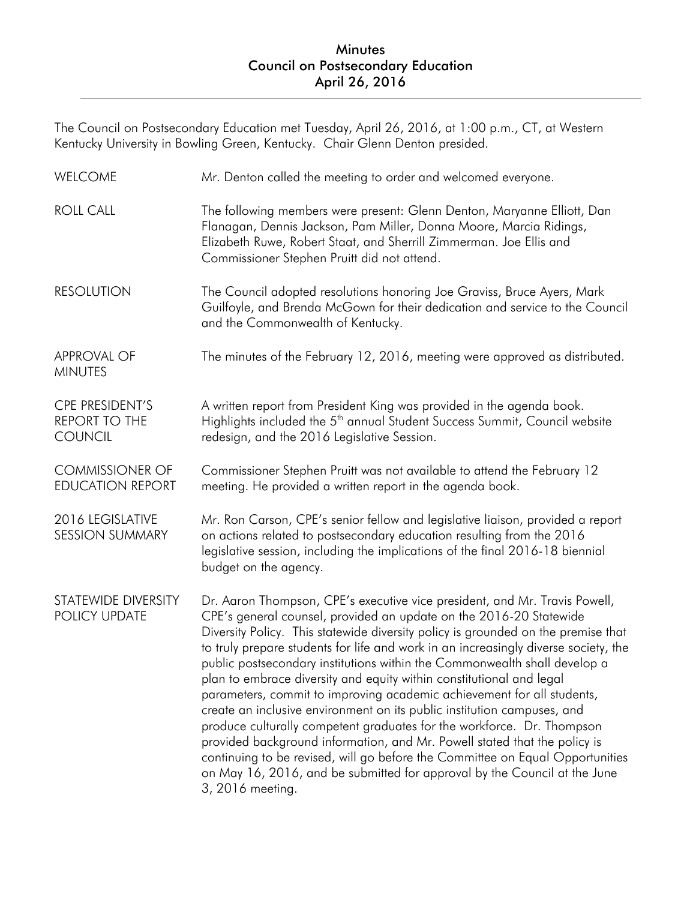# Minutes
## Council on Postsecondary Education
## April 26, 2016

The Council on Postsecondary Education met Tuesday, April 26, 2016, at 1:00 p.m., CT, at Western Kentucky University in Bowling Green, Kentucky. Chair Glenn Denton presided.

**WELCOME**

Mr. Denton called the meeting to order and welcomed everyone.

**ROLL CALL**

The following members were present: Glenn Denton, Maryanne Elliott, Dan Flanagan, Dennis Jackson, Pam Miller, Donna Moore, Marcia Ridings, Elizabeth Ruwe, Robert Staat, and Sherrill Zimmerman. Joe Ellis and Commissioner Stephen Pruitt did not attend.

**RESOLUTION**

The Council adopted resolutions honoring Joe Graviss, Bruce Ayers, Mark Guilfoyle, and Brenda McGown for their dedication and service to the Council and the Commonwealth of Kentucky.

**APPROVAL OF MINUTES**

The minutes of the February 12, 2016, meeting were approved as distributed.

**CPE PRESIDENT'S REPORT TO THE COUNCIL**

A written report from President King was provided in the agenda book. Highlights included the 5th annual Student Success Summit, Council website redesign, and the 2016 Legislative Session.

**COMMISSIONER OF EDUCATION REPORT**

Commissioner Stephen Pruitt was not available to attend the February 12 meeting. He provided a written report in the agenda book.

**2016 LEGISLATIVE SESSION SUMMARY**

Mr. Ron Carson, CPE's senior fellow and legislative liaison, provided a report on actions related to postsecondary education resulting from the 2016 legislative session, including the implications of the final 2016-18 biennial budget on the agency.

**STATEWIDE DIVERSITY POLICY UPDATE**

Dr. Aaron Thompson, CPE's executive vice president, and Mr. Travis Powell, CPE's general counsel, provided an update on the 2016-20 Statewide Diversity Policy. This statewide diversity policy is grounded on the premise that to truly prepare students for life and work in an increasingly diverse society, the public postsecondary institutions within the Commonwealth shall develop a plan to embrace diversity and equity within constitutional and legal parameters, commit to improving academic achievement for all students, create an inclusive environment on its public institution campuses, and produce culturally competent graduates for the workforce. Dr. Thompson provided background information, and Mr. Powell stated that the policy is continuing to be revised, will go before the Committee on Equal Opportunities on May 16, 2016, and be submitted for approval by the Council at the June 3, 2016 meeting.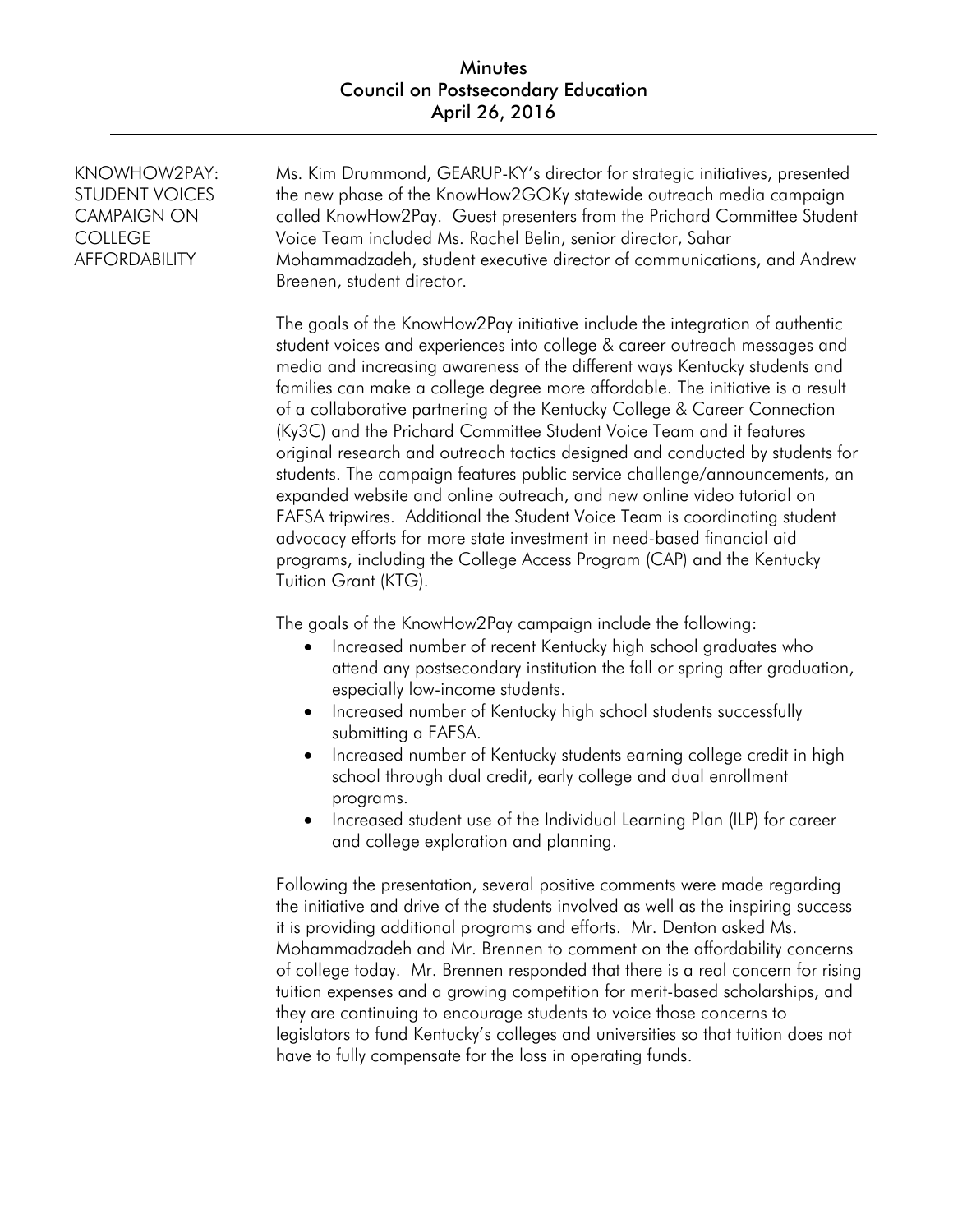## KNOWHOW2PAY: STUDENT VOICES CAMPAIGN ON COLLEGE AFFORDABILITY

Ms. Kim Drummond, GEARUP-KY's director for strategic initiatives, presented the new phase of the KnowHow2GOKy statewide outreach media campaign called KnowHow2Pay. Guest presenters from the Prichard Committee Student Voice Team included Ms. Rachel Belin, senior director, Sahar Mohammadzadeh, student executive director of communications, and Andrew Breenen, student director.

The goals of the KnowHow2Pay initiative include the integration of authentic student voices and experiences into college & career outreach messages and media and increasing awareness of the different ways Kentucky students and families can make a college degree more affordable. The initiative is a result of a collaborative partnering of the Kentucky College & Career Connection (Ky3C) and the Prichard Committee Student Voice Team and it features original research and outreach tactics designed and conducted by students for students. The campaign features public service challenge/announcements, an expanded website and online outreach, and new online video tutorial on FAFSA tripwires. Additional the Student Voice Team is coordinating student advocacy efforts for more state investment in need-based financial aid programs, including the College Access Program (CAP) and the Kentucky Tuition Grant (KTG).

The goals of the KnowHow2Pay campaign include the following:

- Increased number of recent Kentucky high school graduates who attend any postsecondary institution the fall or spring after graduation, especially low-income students.
- Increased number of Kentucky high school students successfully submitting a FAFSA.
- Increased number of Kentucky students earning college credit in high school through dual credit, early college and dual enrollment programs.
- Increased student use of the Individual Learning Plan (ILP) for career and college exploration and planning.

Following the presentation, several positive comments were made regarding the initiative and drive of the students involved as well as the inspiring success it is providing additional programs and efforts. Mr. Denton asked Ms. Mohammadzadeh and Mr. Brennen to comment on the affordability concerns of college today. Mr. Brennen responded that there is a real concern for rising tuition expenses and a growing competition for merit-based scholarships, and they are continuing to encourage students to voice those concerns to legislators to fund Kentucky's colleges and universities so that tuition does not have to fully compensate for the loss in operating funds.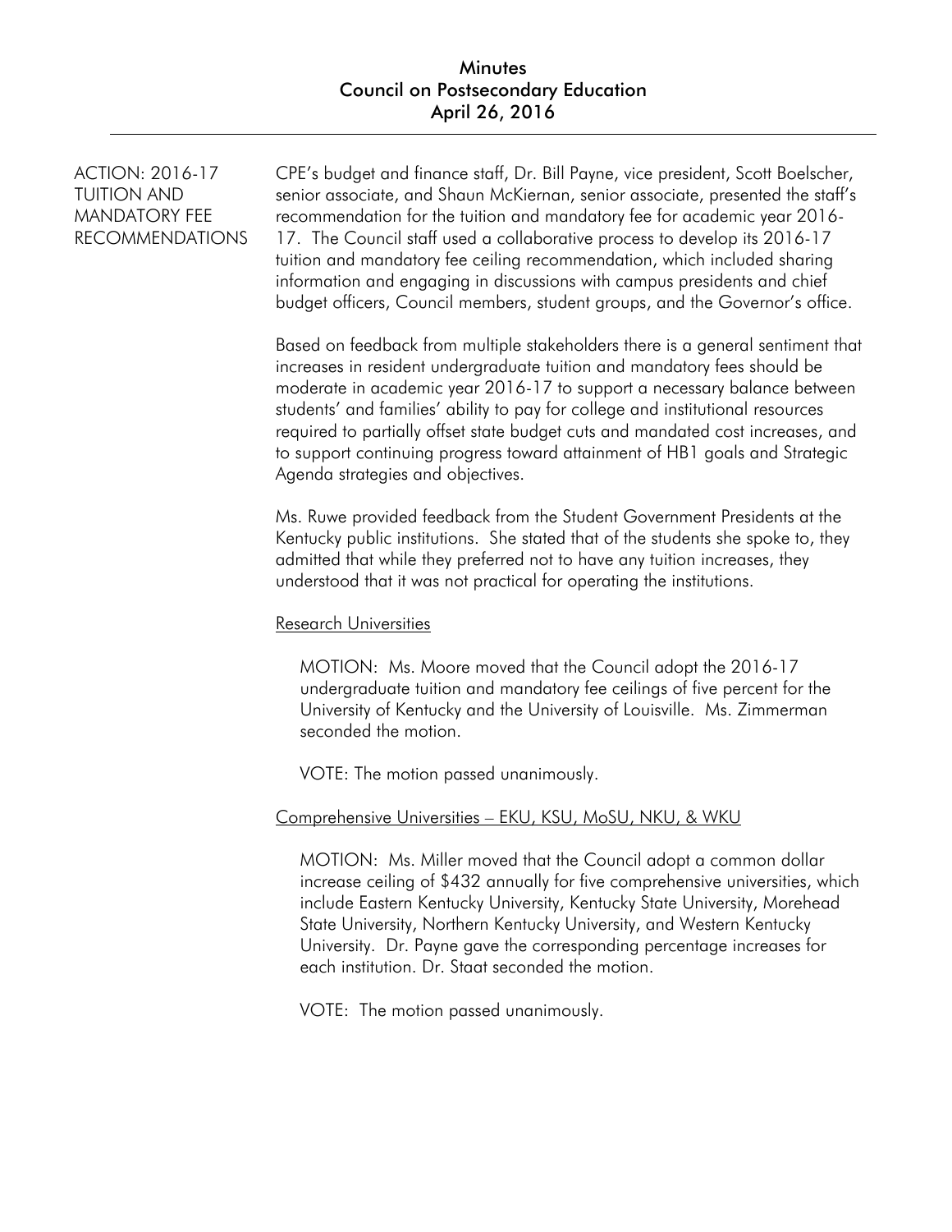ACTION: 2016-17 TUITION AND MANDATORY FEE RECOMMENDATIONS

CPE's budget and finance staff, Dr. Bill Payne, vice president, Scott Boelscher, senior associate, and Shaun McKiernan, senior associate, presented the staff's recommendation for the tuition and mandatory fee for academic year 2016-17. The Council staff used a collaborative process to develop its 2016-17 tuition and mandatory fee ceiling recommendation, which included sharing information and engaging in discussions with campus presidents and chief budget officers, Council members, student groups, and the Governor's office.

Based on feedback from multiple stakeholders there is a general sentiment that increases in resident undergraduate tuition and mandatory fees should be moderate in academic year 2016-17 to support a necessary balance between students' and families' ability to pay for college and institutional resources required to partially offset state budget cuts and mandated cost increases, and to support continuing progress toward attainment of HB1 goals and Strategic Agenda strategies and objectives.

Ms. Ruwe provided feedback from the Student Government Presidents at the Kentucky public institutions. She stated that of the students she spoke to, they admitted that while they preferred not to have any tuition increases, they understood that it was not practical for operating the institutions.

<u>Research Universities</u>

MOTION: Ms. Moore moved that the Council adopt the 2016-17 undergraduate tuition and mandatory fee ceilings of five percent for the University of Kentucky and the University of Louisville. Ms. Zimmerman seconded the motion.

VOTE: The motion passed unanimously.

<u>Comprehensive Universities – EKU, KSU, MoSU, NKU, & WKU</u>

MOTION: Ms. Miller moved that the Council adopt a common dollar increase ceiling of $432 annually for five comprehensive universities, which include Eastern Kentucky University, Kentucky State University, Morehead State University, Northern Kentucky University, and Western Kentucky University. Dr. Payne gave the corresponding percentage increases for each institution. Dr. Staat seconded the motion.

VOTE: The motion passed unanimously.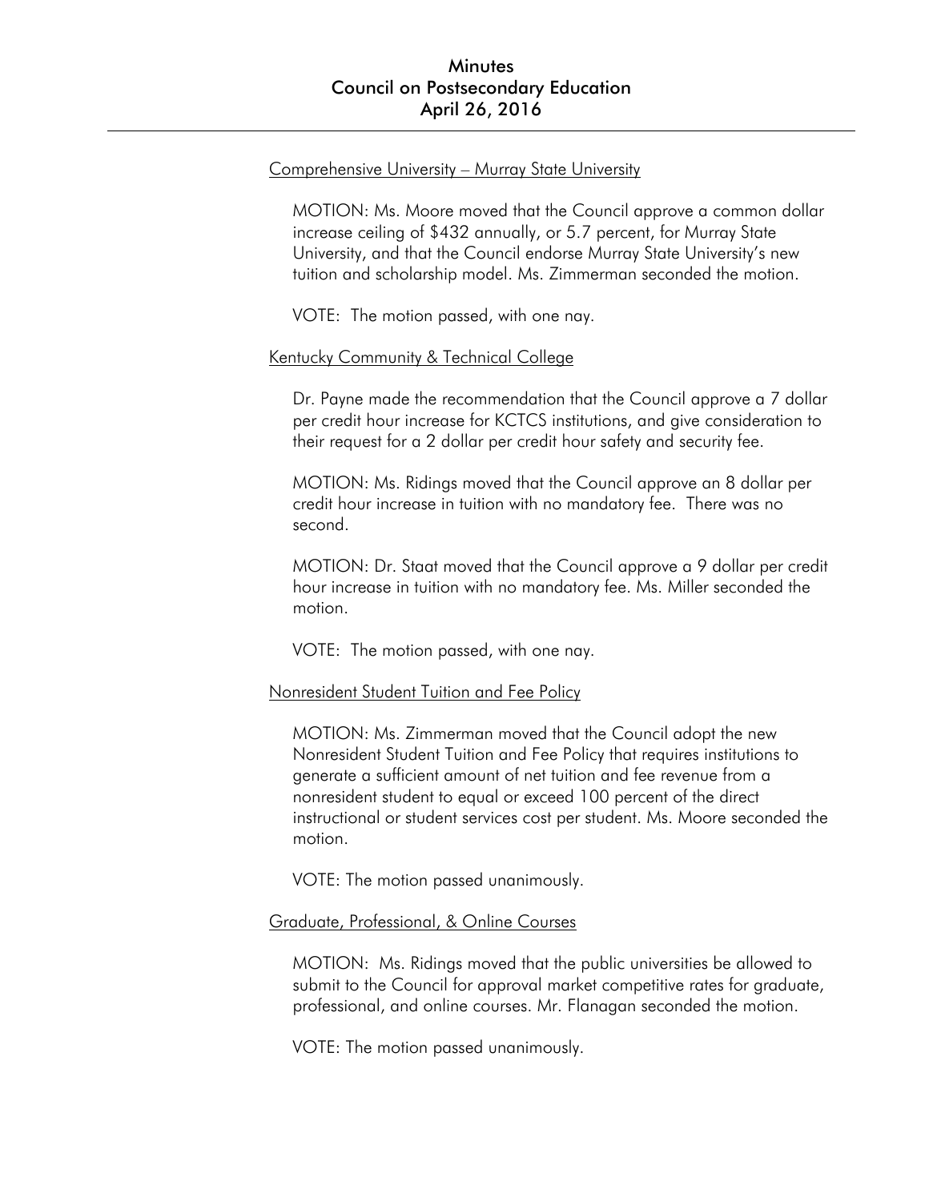Comprehensive University – Murray State University

MOTION: Ms. Moore moved that the Council approve a common dollar increase ceiling of $432 annually, or 5.7 percent, for Murray State University, and that the Council endorse Murray State University's new tuition and scholarship model. Ms. Zimmerman seconded the motion.

VOTE: The motion passed, with one nay.

Kentucky Community & Technical College

Dr. Payne made the recommendation that the Council approve a 7 dollar per credit hour increase for KCTCS institutions, and give consideration to their request for a 2 dollar per credit hour safety and security fee.

MOTION: Ms. Ridings moved that the Council approve an 8 dollar per credit hour increase in tuition with no mandatory fee. There was no second.

MOTION: Dr. Staat moved that the Council approve a 9 dollar per credit hour increase in tuition with no mandatory fee. Ms. Miller seconded the motion.

VOTE: The motion passed, with one nay.

Nonresident Student Tuition and Fee Policy

MOTION: Ms. Zimmerman moved that the Council adopt the new Nonresident Student Tuition and Fee Policy that requires institutions to generate a sufficient amount of net tuition and fee revenue from a nonresident student to equal or exceed 100 percent of the direct instructional or student services cost per student. Ms. Moore seconded the motion.

VOTE: The motion passed unanimously.

Graduate, Professional, & Online Courses

MOTION: Ms. Ridings moved that the public universities be allowed to submit to the Council for approval market competitive rates for graduate, professional, and online courses. Mr. Flanagan seconded the motion.

VOTE: The motion passed unanimously.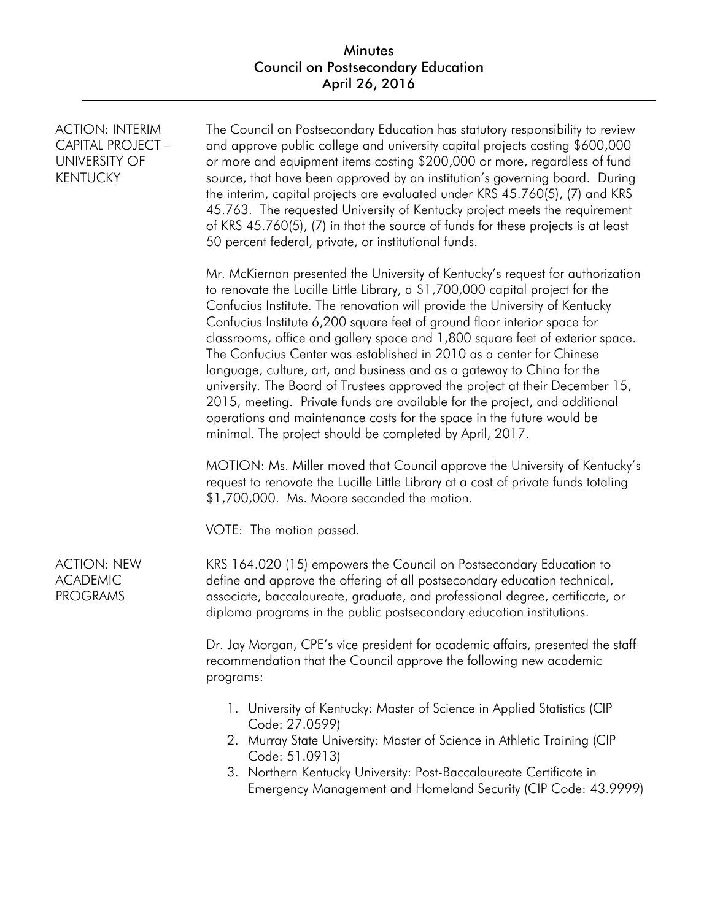**ACTION: INTERIM CAPITAL PROJECT – UNIVERSITY OF KENTUCKY**

The Council on Postsecondary Education has statutory responsibility to review and approve public college and university capital projects costing $600,000 or more and equipment items costing $200,000 or more, regardless of fund source, that have been approved by an institution's governing board. During the interim, capital projects are evaluated under KRS 45.760(5), (7) and KRS 45.763. The requested University of Kentucky project meets the requirement of KRS 45.760(5), (7) in that the source of funds for these projects is at least 50 percent federal, private, or institutional funds.

Mr. McKiernan presented the University of Kentucky's request for authorization to renovate the Lucille Little Library, a $1,700,000 capital project for the Confucius Institute. The renovation will provide the University of Kentucky Confucius Institute 6,200 square feet of ground floor interior space for classrooms, office and gallery space and 1,800 square feet of exterior space. The Confucius Center was established in 2010 as a center for Chinese language, culture, art, and business and as a gateway to China for the university. The Board of Trustees approved the project at their December 15, 2015, meeting. Private funds are available for the project, and additional operations and maintenance costs for the space in the future would be minimal. The project should be completed by April, 2017.

MOTION: Ms. Miller moved that Council approve the University of Kentucky's request to renovate the Lucille Little Library at a cost of private funds totaling $1,700,000. Ms. Moore seconded the motion.

VOTE: The motion passed.

**ACTION: NEW ACADEMIC PROGRAMS**

KRS 164.020 (15) empowers the Council on Postsecondary Education to define and approve the offering of all postsecondary education technical, associate, baccalaureate, graduate, and professional degree, certificate, or diploma programs in the public postsecondary education institutions.

Dr. Jay Morgan, CPE's vice president for academic affairs, presented the staff recommendation that the Council approve the following new academic programs:

1. University of Kentucky: Master of Science in Applied Statistics (CIP Code: 27.0599)
2. Murray State University: Master of Science in Athletic Training (CIP Code: 51.0913)
3. Northern Kentucky University: Post-Baccalaureate Certificate in Emergency Management and Homeland Security (CIP Code: 43.9999)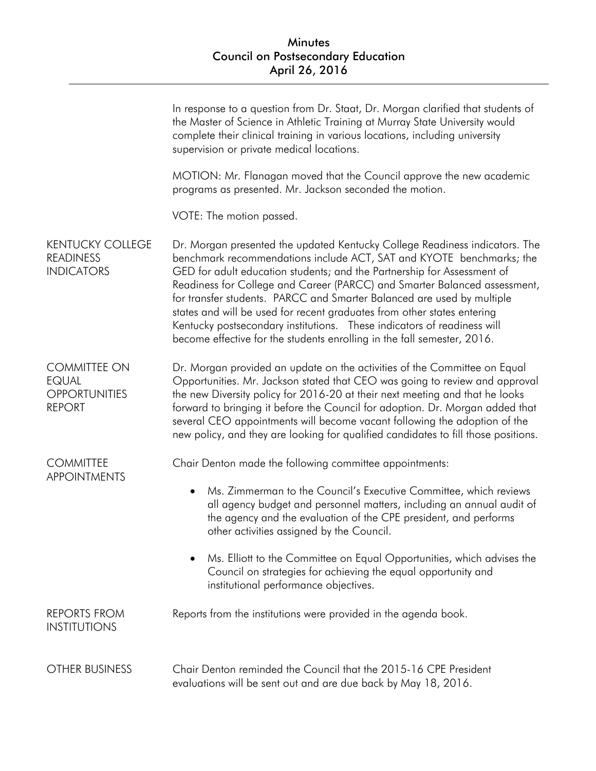In response to a question from Dr. Staat, Dr. Morgan clarified that students of the Master of Science in Athletic Training at Murray State University would complete their clinical training in various locations, including university supervision or private medical locations.

MOTION: Mr. Flanagan moved that the Council approve the new academic programs as presented. Mr. Jackson seconded the motion.

VOTE: The motion passed.

**KENTUCKY COLLEGE READINESS INDICATORS**

Dr. Morgan presented the updated Kentucky College Readiness indicators. The benchmark recommendations include ACT, SAT and KYOTE benchmarks; the GED for adult education students; and the Partnership for Assessment of Readiness for College and Career (PARCC) and Smarter Balanced assessment, for transfer students. PARCC and Smarter Balanced are used by multiple states and will be used for recent graduates from other states entering Kentucky postsecondary institutions. These indicators of readiness will become effective for the students enrolling in the fall semester, 2016.

**COMMITTEE ON EQUAL OPPORTUNITIES REPORT**

Dr. Morgan provided an update on the activities of the Committee on Equal Opportunities. Mr. Jackson stated that CEO was going to review and approval the new Diversity policy for 2016-20 at their next meeting and that he looks forward to bringing it before the Council for adoption. Dr. Morgan added that several CEO appointments will become vacant following the adoption of the new policy, and they are looking for qualified candidates to fill those positions.

**COMMITTEE APPOINTMENTS**

Chair Denton made the following committee appointments:

- Ms. Zimmerman to the Council's Executive Committee, which reviews all agency budget and personnel matters, including an annual audit of the agency and the evaluation of the CPE president, and performs other activities assigned by the Council.
- Ms. Elliott to the Committee on Equal Opportunities, which advises the Council on strategies for achieving the equal opportunity and institutional performance objectives.

**REPORTS FROM INSTITUTIONS**

Reports from the institutions were provided in the agenda book.

**OTHER BUSINESS**

Chair Denton reminded the Council that the 2015-16 CPE President evaluations will be sent out and are due back by May 18, 2016.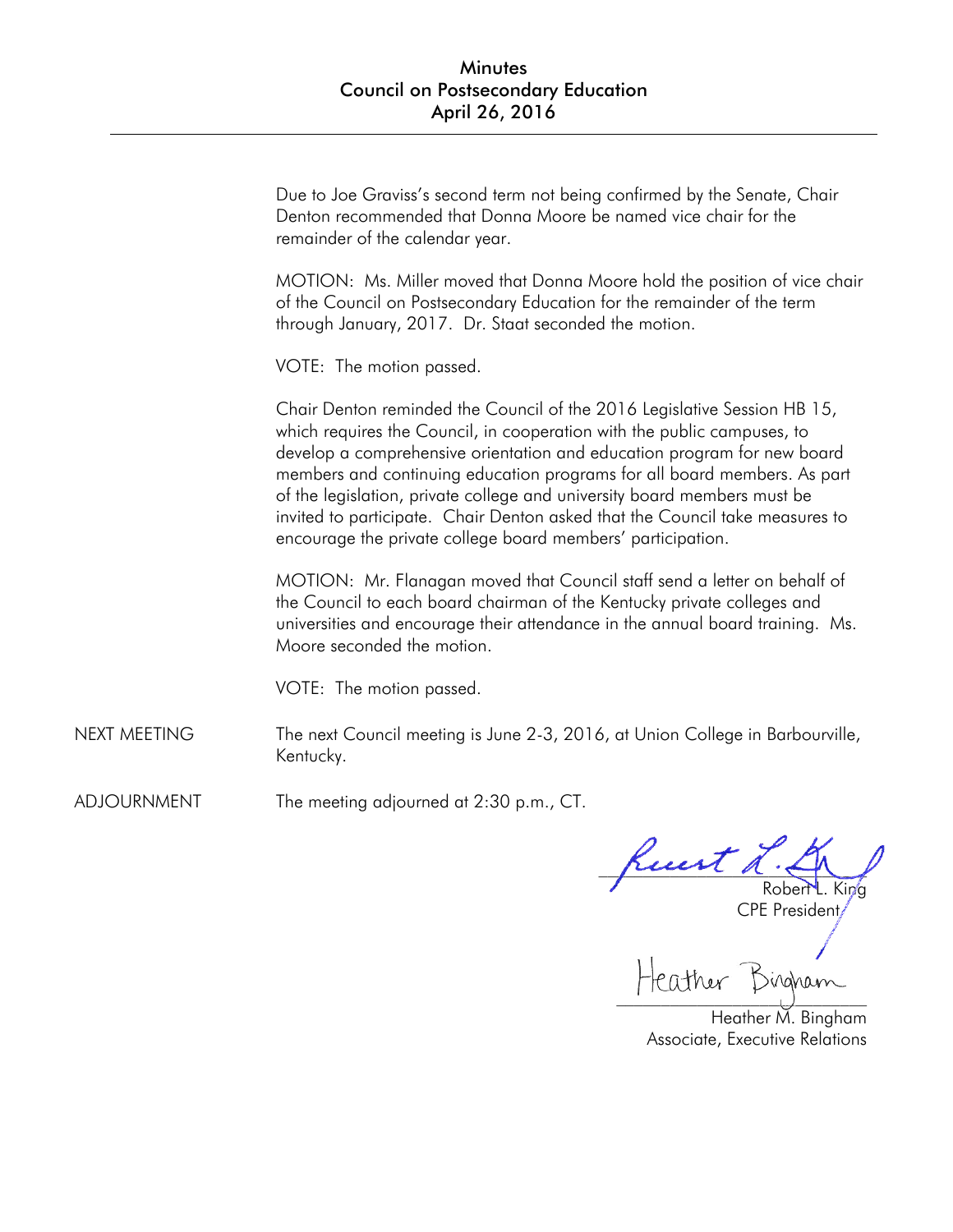Due to Joe Graviss's second term not being confirmed by the Senate, Chair Denton recommended that Donna Moore be named vice chair for the remainder of the calendar year.

MOTION: Ms. Miller moved that Donna Moore hold the position of vice chair of the Council on Postsecondary Education for the remainder of the term through January, 2017. Dr. Staat seconded the motion.

VOTE: The motion passed.

Chair Denton reminded the Council of the 2016 Legislative Session HB 15, which requires the Council, in cooperation with the public campuses, to develop a comprehensive orientation and education program for new board members and continuing education programs for all board members. As part of the legislation, private college and university board members must be invited to participate. Chair Denton asked that the Council take measures to encourage the private college board members' participation.

MOTION: Mr. Flanagan moved that Council staff send a letter on behalf of the Council to each board chairman of the Kentucky private colleges and universities and encourage their attendance in the annual board training. Ms. Moore seconded the motion.

VOTE: The motion passed.

NEXT MEETING

The next Council meeting is June 2-3, 2016, at Union College in Barbourville, Kentucky.

ADJOURNMENT

The meeting adjourned at 2:30 p.m., CT.

Robert L. King
CPE President

Heather M. Bingham
Associate, Executive Relations